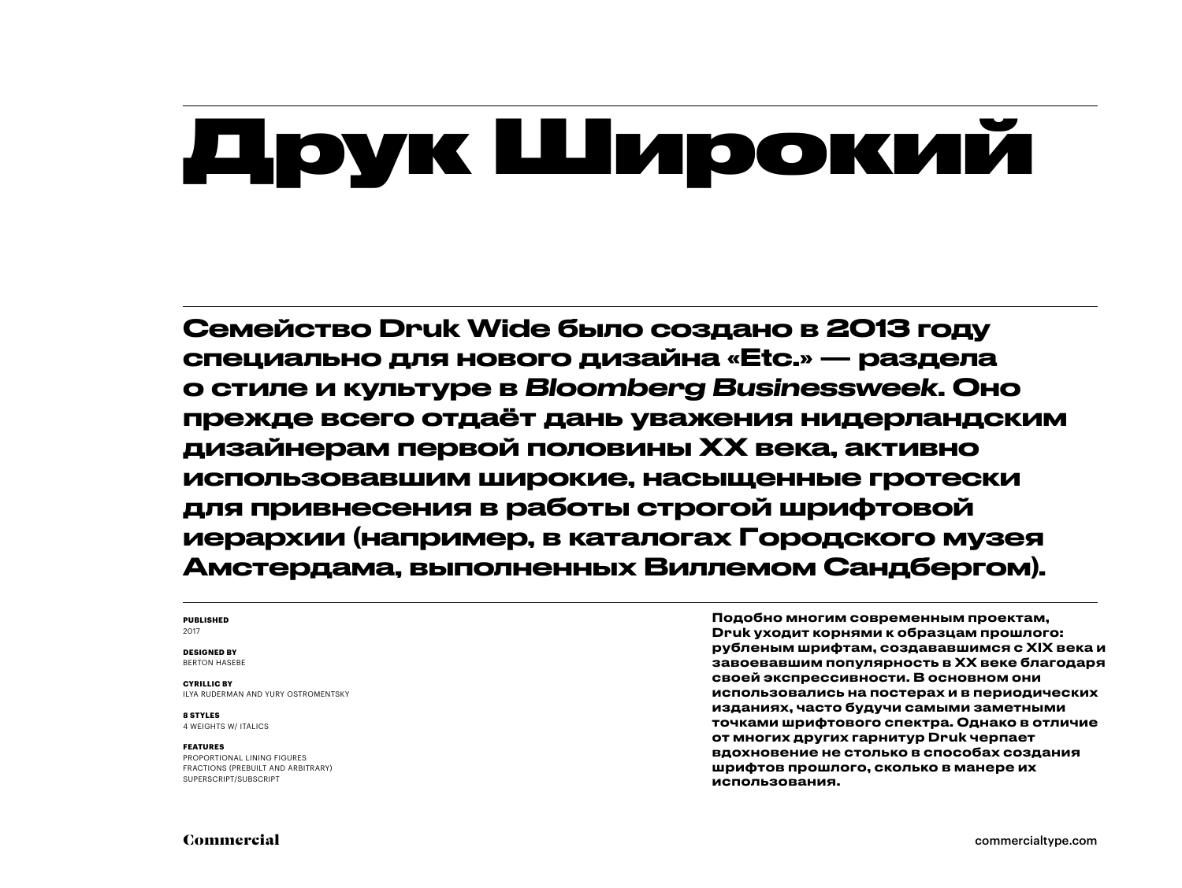# Друк Широкий

**Семейство Druk Wide было создано в 2013 году специально для нового дизайна «Etc.» — раздела о стиле и культуре в *Bloomberg Businessweek*. Оно прежде всего отдаёт дань уважения нидерландским дизайнерам первой половины XX века, активно использовавшим широкие, насыщенные гротески для привнесения в работы строгой шрифтовой иерархии (например, в каталогах Городского музея Амстердама, выполненных Виллемом Сандбергом).**

**PUBLISHED**
2017

**DESIGNED BY**
BERTON HASEBE

**CYRILLIC BY**
ILYA RUDERMAN AND YURY OSTROMENTSKY

**8 STYLES**
4 WEIGHTS W/ ITALICS

**FEATURES**
PROPORTIONAL LINING FIGURES
FRACTIONS (PREBUILT AND ARBITRARY)
SUPERSCRIPT/SUBSCRIPT

**Подобно многим современным проектам, Druk уходит корнями к образцам прошлого: рубленым шрифтам, создававшимся с XIX века и завоевавшим популярность в XX веке благодаря своей экспрессивности. В основном они использовались на постерах и в периодических изданиях, часто будучи самыми заметными точками шрифтового спектра. Однако в отличие от многих других гарнитур Druk черпает вдохновение не столько в способах создания шрифтов прошлого, сколько в манере их использования.**

Commercial

commercialtype.com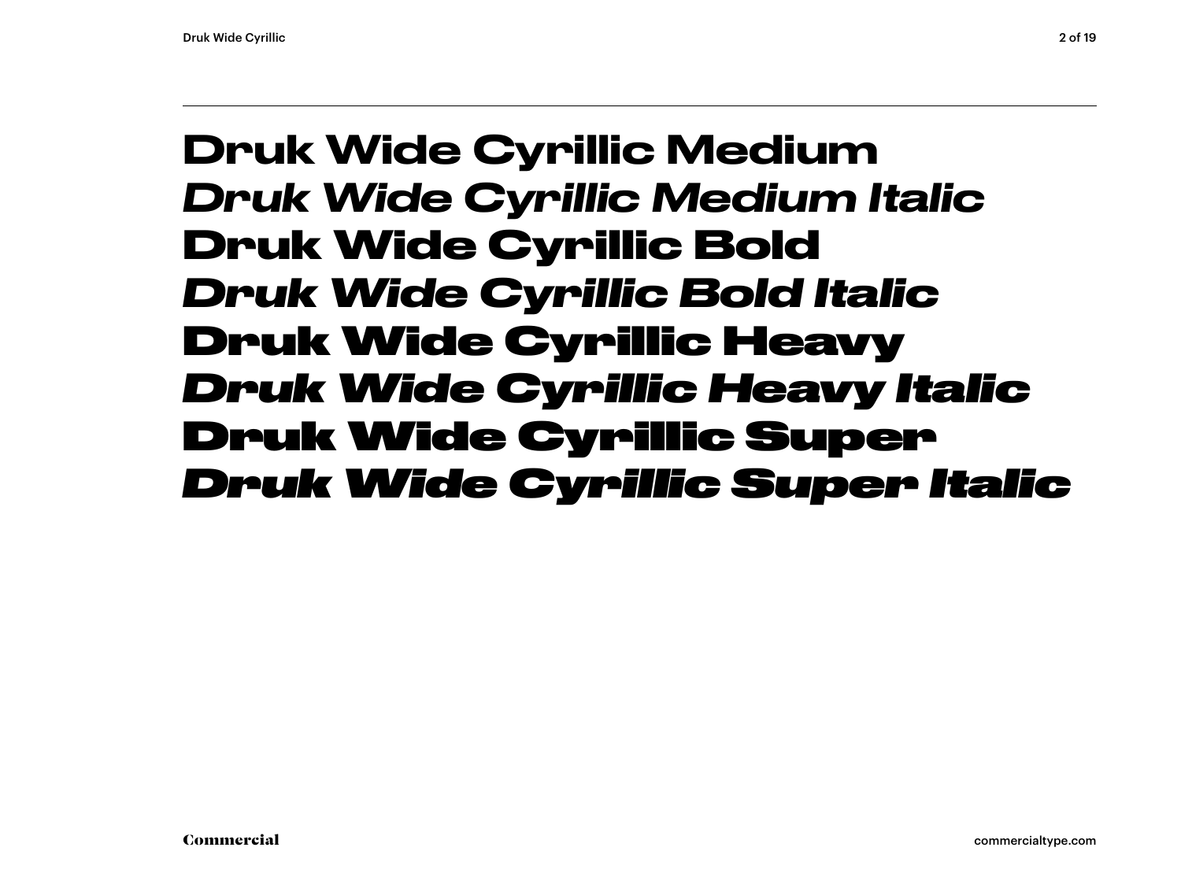**Druk Wide Cyrillic Medium**
***Druk Wide Cyrillic Medium Italic***
**Druk Wide Cyrillic Bold**
***Druk Wide Cyrillic Bold Italic***
**Druk Wide Cyrillic Heavy**
***Druk Wide Cyrillic Heavy Italic***
**Druk Wide Cyrillic Super**
***Druk Wide Cyrillic Super Italic***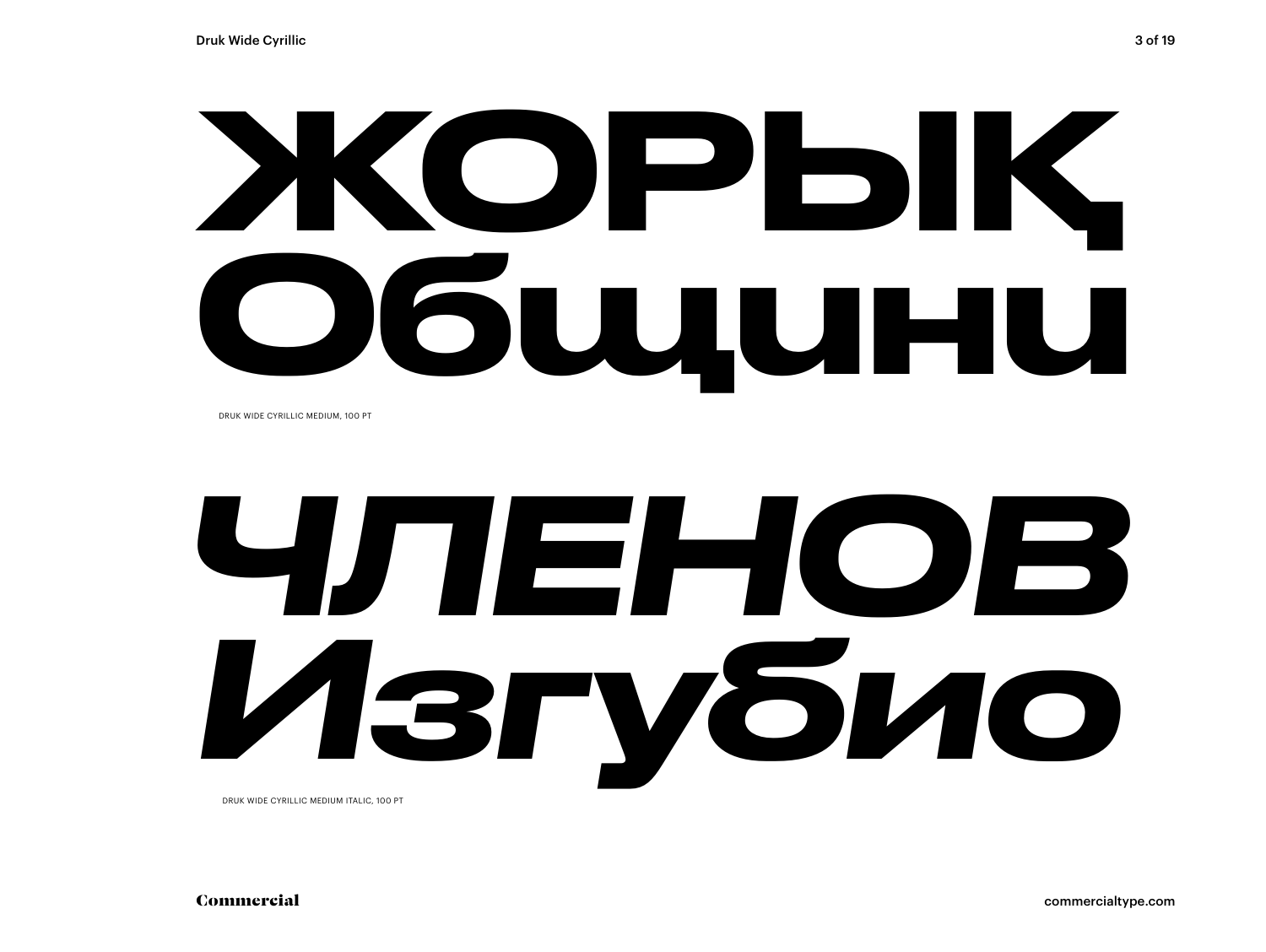# ЖОРЫҚ Общини

DRUK WIDE CYRILLIC MEDIUM, 100 PT

# *ЧЛЕНОВ Изгубио*

DRUK WIDE CYRILLIC MEDIUM ITALIC, 100 PT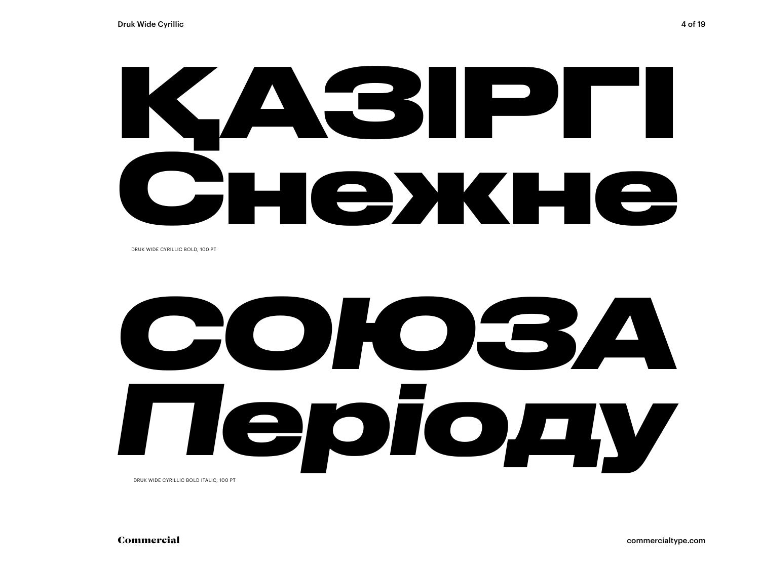ҚАЗІРГІ
Снежне

DRUK WIDE CYRILLIC BOLD, 100 PT

СОЮЗА
*Періоду*

DRUK WIDE CYRILLIC BOLD ITALIC, 100 PT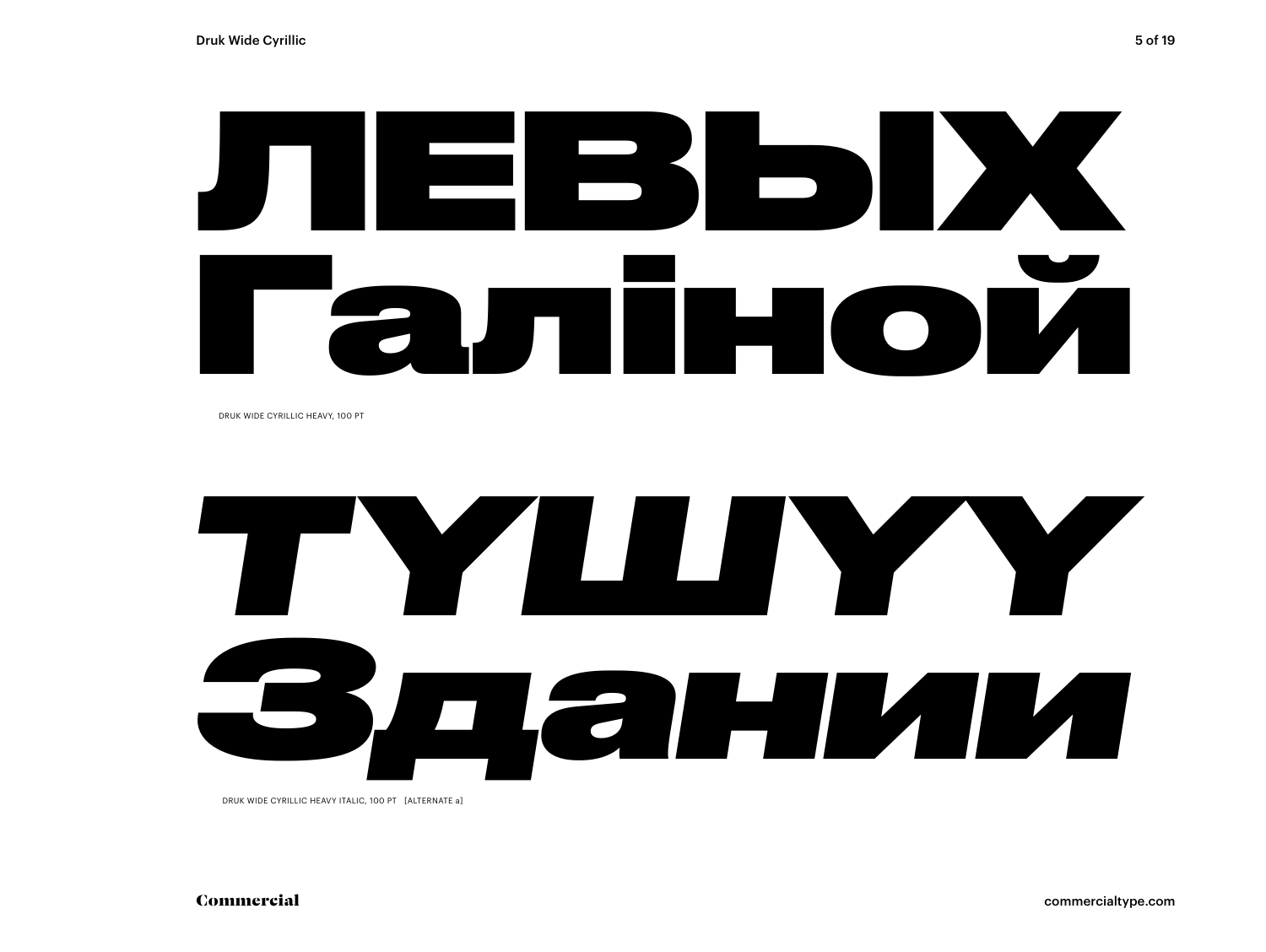ЛЕВЫХ
Галінoй

DRUK WIDE CYRILLIC HEAVY, 100 PT

*ТҮШҮҮ*
*Здании*

DRUK WIDE CYRILLIC HEAVY ITALIC, 100 PT [ALTERNATE a]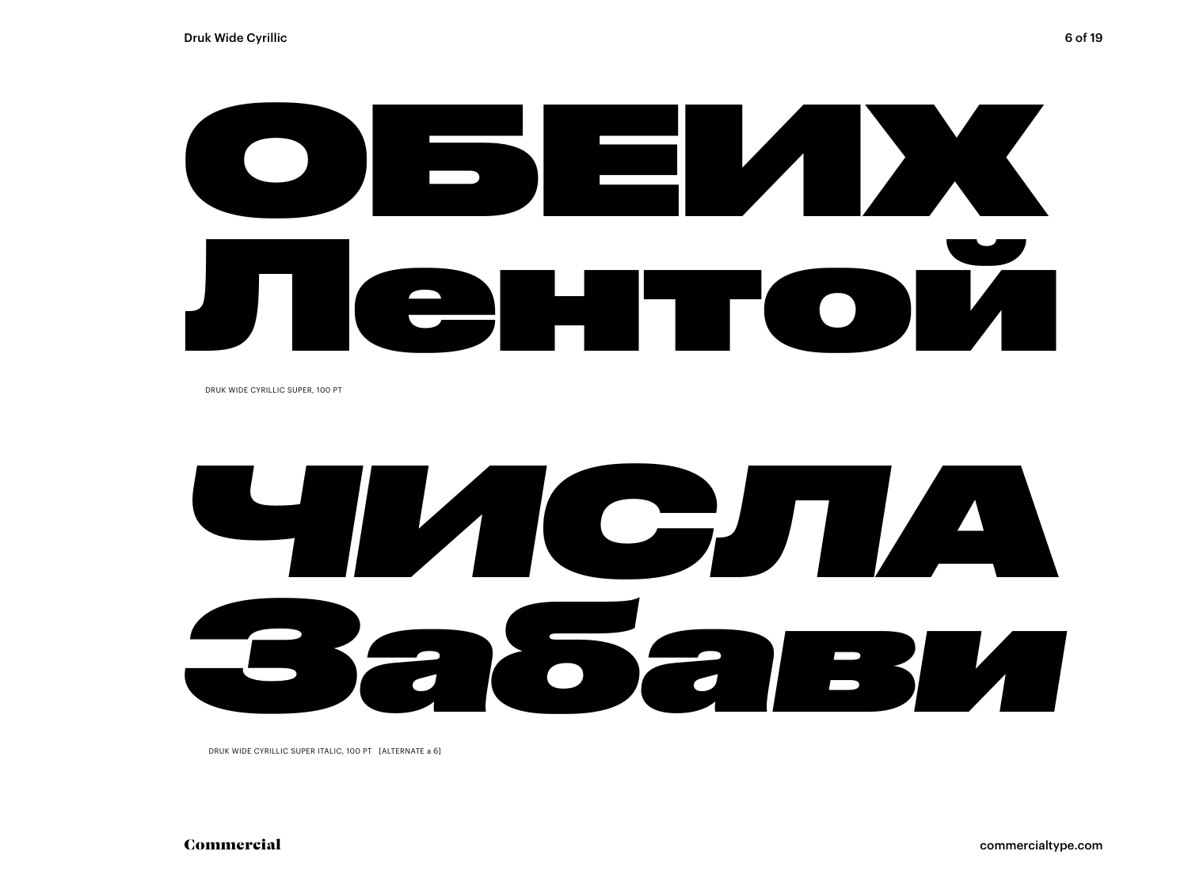# ОБЕИХ Лентой

DRUK WIDE CYRILLIC SUPER, 100 PT

# *ЧИСЛА Забави*

DRUK WIDE CYRILLIC SUPER ITALIC, 100 PT [ALTERNATE а б]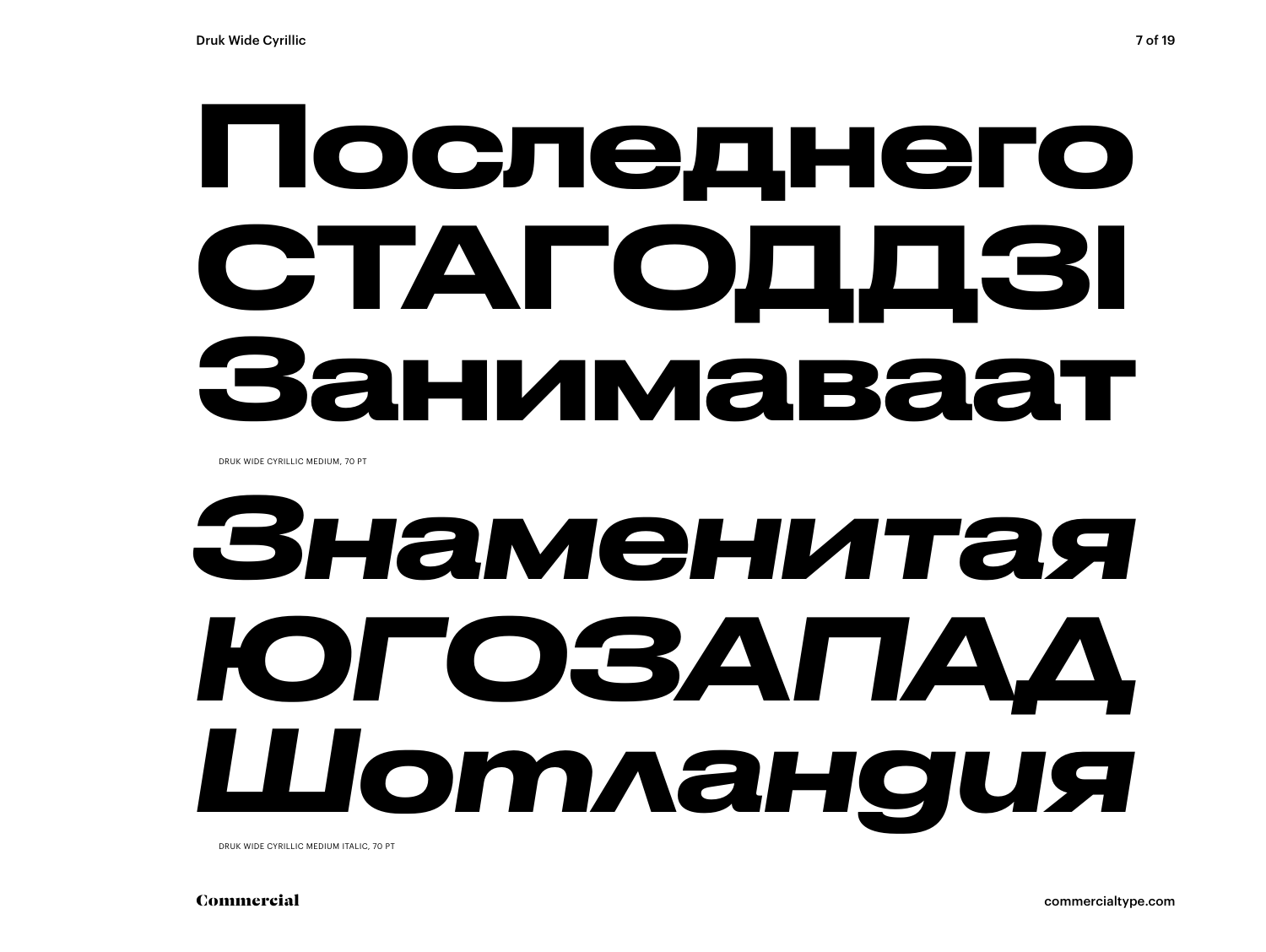Последнего
СТАГОДДЗІ
Занимаваат

DRUK WIDE CYRILLIC MEDIUM, 70 PT

*Знаменитая*
*ЮГОЗАПАД*
*Шотландия*

DRUK WIDE CYRILLIC MEDIUM ITALIC, 70 PT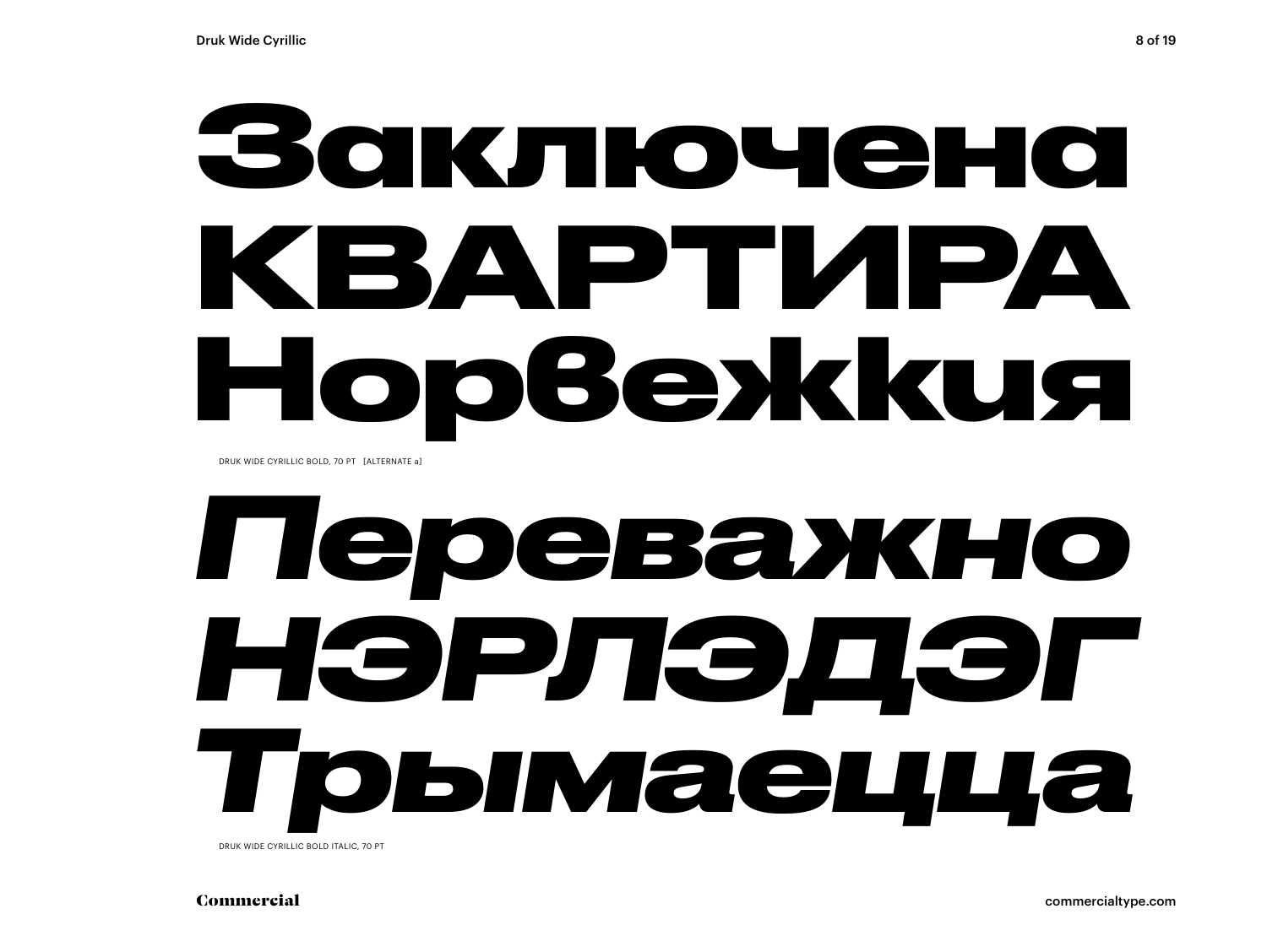Заключена
КВАРТИРА
Норвежкия

DRUK WIDE CYRILLIC BOLD, 70 PT [ALTERNATE a]

*Переважно*
*НЭРЛЭДЭГ*
*Трымаецца*

DRUK WIDE CYRILLIC BOLD ITALIC, 70 PT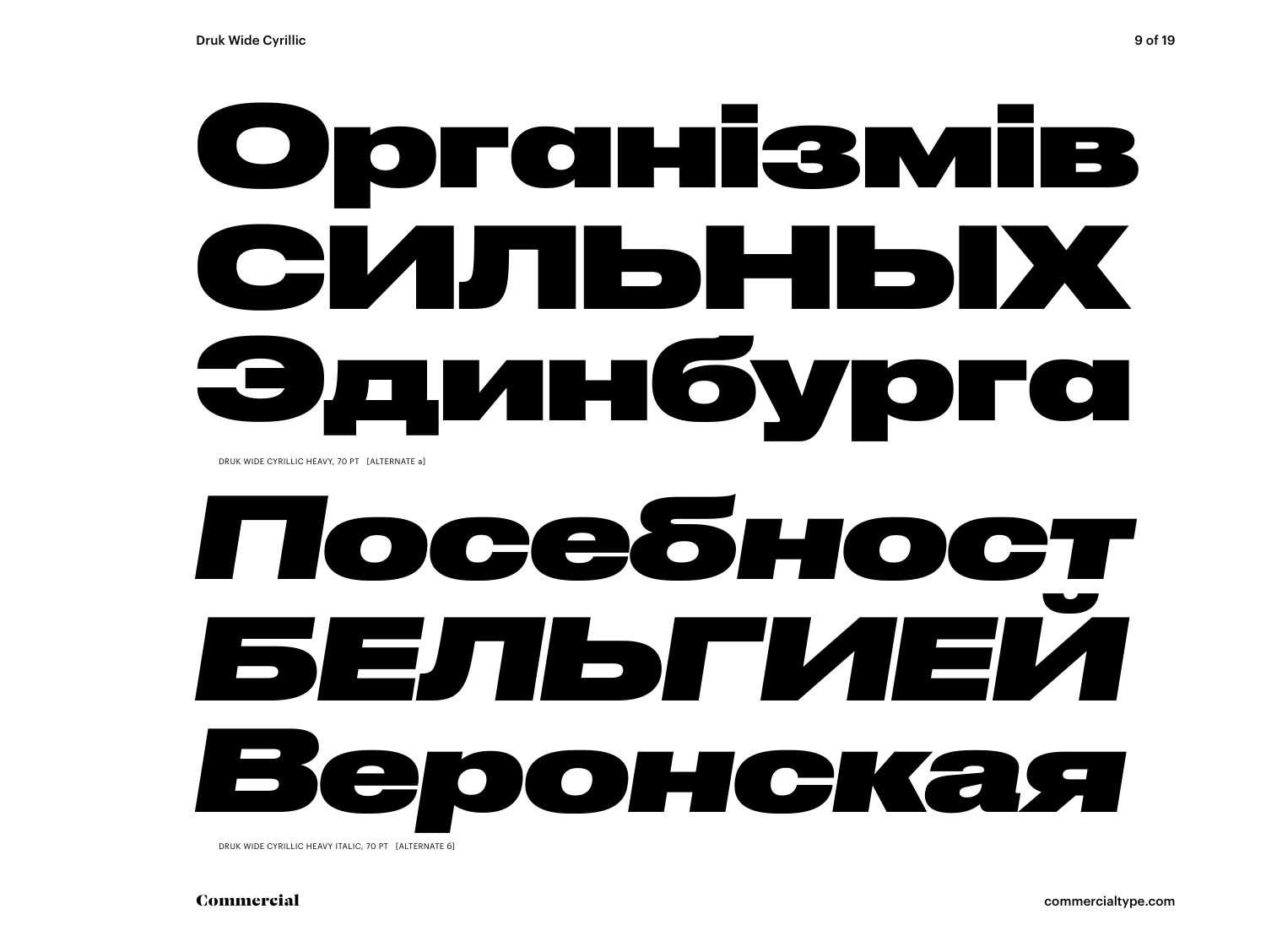# Організмів
# СИЛЬНЫХ
# Эдинбурга

DRUK WIDE CYRILLIC HEAVY, 70 PT [ALTERNATE а]

# *Посебност*
# *БЕЛЬГИЕЙ*
# *Веронская*

DRUK WIDE CYRILLIC HEAVY ITALIC, 70 PT [ALTERNATE б]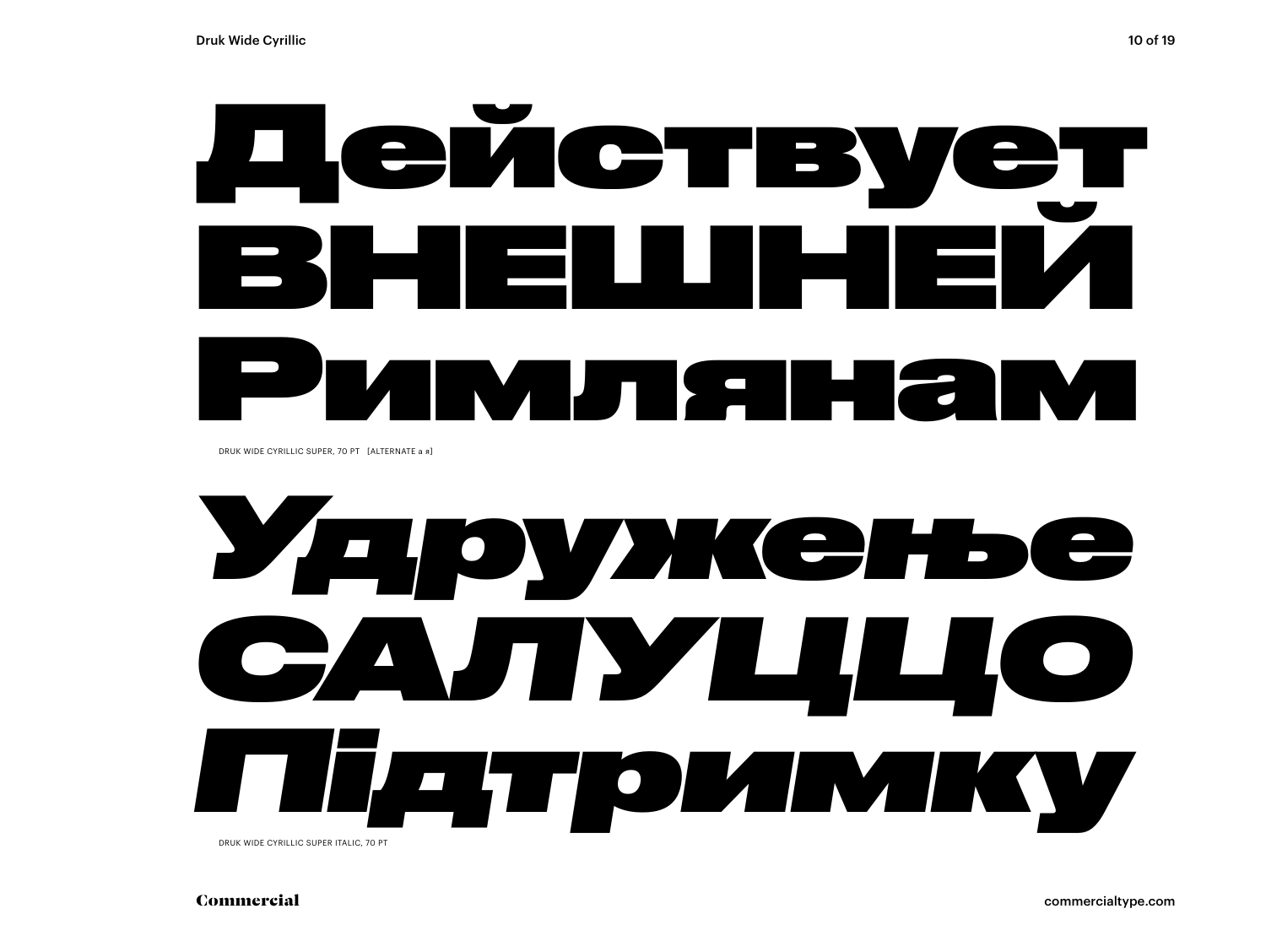# Действует ВНЕШНЕЙ Римлянам

DRUK WIDE CYRILLIC SUPER, 70 PT [ALTERNATE а я]

# *Удружење САЛУЦЦО Підтримку*

DRUK WIDE CYRILLIC SUPER ITALIC, 70 PT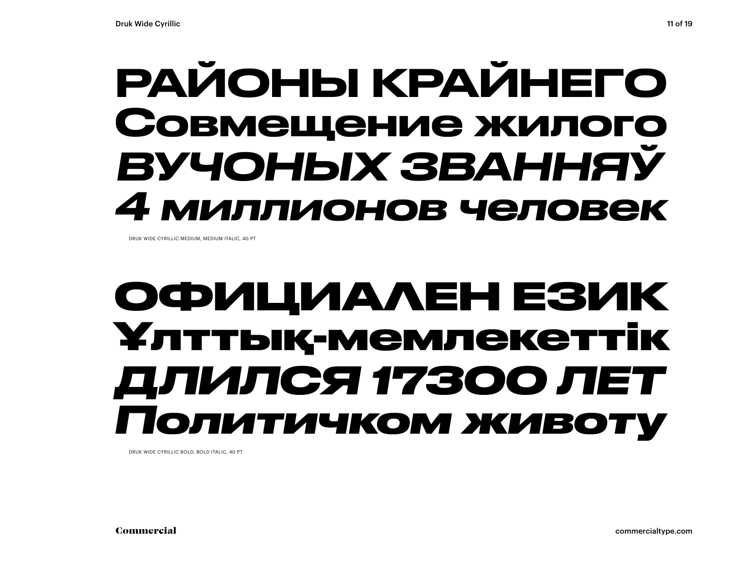РАЙОНЫ КРАЙНЕГО

Совмещение жилого

*ВУЧОНЫХ ЗВАННЯЎ*

*4 миллионов человек*

DRUK WIDE CYRILLIC MEDIUM, MEDIUM ITALIC, 40 PT

**ОФИЦИАЛЕН ЕЗИК**

**Ұлттық-мемлекеттік**

***ДЛИЛСЯ 17300 ЛЕТ***

***Политичком животу***

DRUK WIDE CYRILLIC BOLD, BOLD ITALIC, 40 PT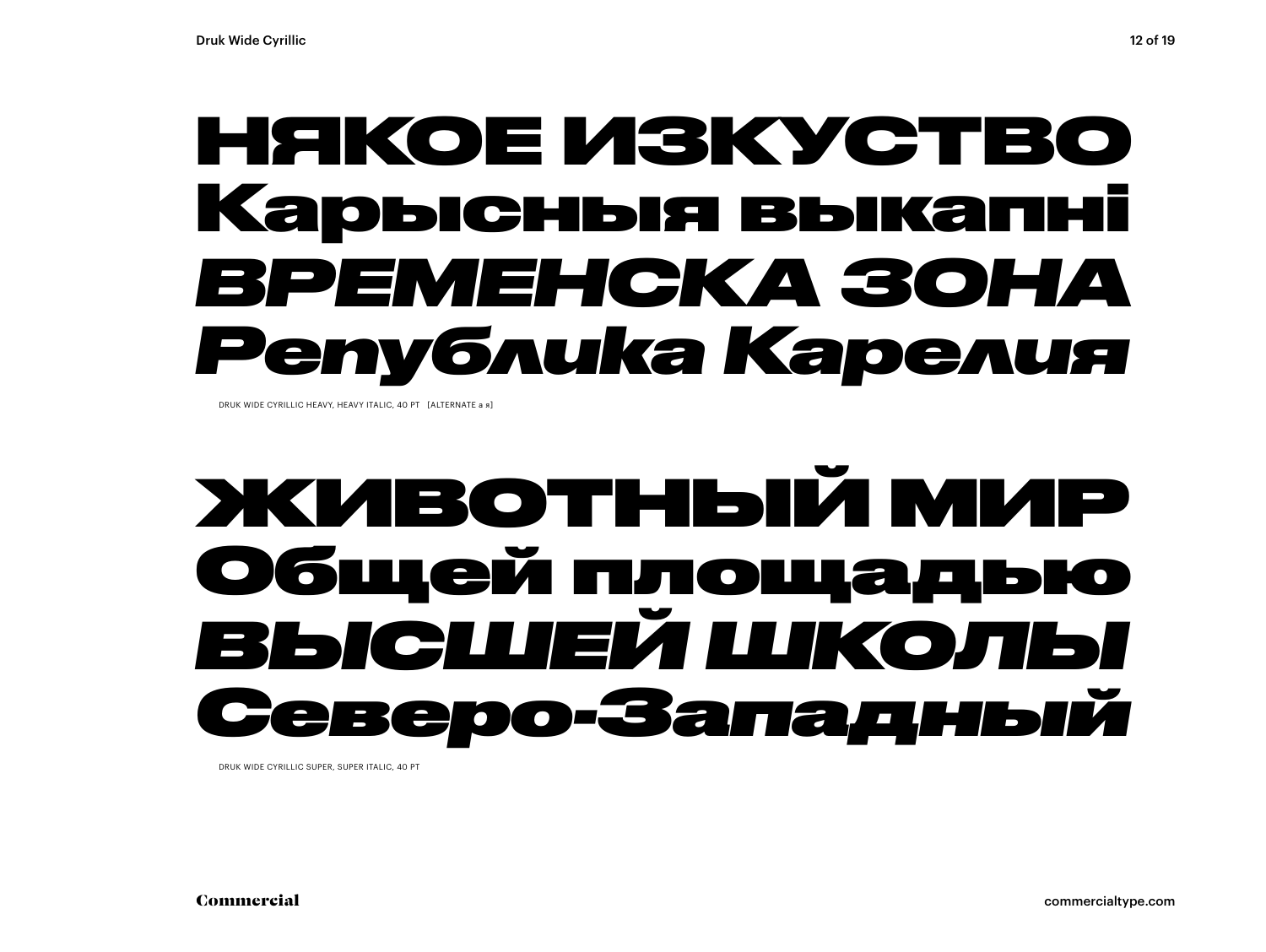НЯКОЕ ИЗКУСТВО

Карысныя выкапні

*ВРЕМЕНСКА ЗОНА*

*Република Карелия*

DRUK WIDE CYRILLIC HEAVY, HEAVY ITALIC, 40 PT [ALTERNATE а я]

ЖИВОТНЫЙ МИР

Общей площадью

*ВЫСШЕЙ ШКОЛЫ*

*Северо-Западный*

DRUK WIDE CYRILLIC SUPER, SUPER ITALIC, 40 PT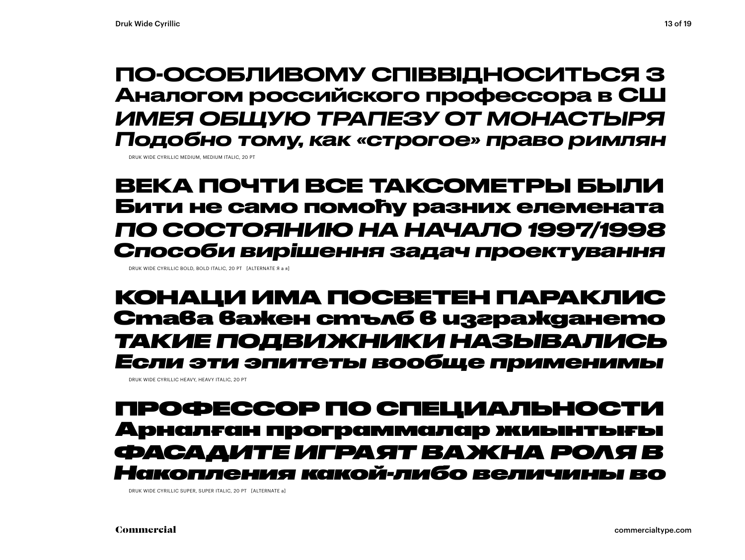ПО-ОСОБЛИВОМУ СПІВВІДНОСИТЬСЯ З
Аналогом российского профессора в СШ
*ИМЕЯ ОБЩУЮ ТРАПЕЗУ ОТ МОНАСТЫРЯ*
*Подобно тому, как «строгое» право римлян*

DRUK WIDE CYRILLIC MEDIUM, MEDIUM ITALIC, 20 PT

ВЕКА ПОЧТИ ВСЕ ТАКСОМЕТРЫ БЫЛИ
Бити не само помоћу разних елемената
*ПО СОСТОЯНИЮ НА НАЧАЛО 1997/1998*
*Способи вирішення задач проектування*

DRUK WIDE CYRILLIC BOLD, BOLD ITALIC, 20 PT [ALTERNATE Я а я]

КОНАЦИ ИМА ПОСВЕТЕН ПАРАКЛИС
Става важен стълб в изграждането
*ТАКИЕ ПОДВИЖНИКИ НАЗЫВАЛИСЬ*
*Если эти эпитеты вообще применимы*

DRUK WIDE CYRILLIC HEAVY, HEAVY ITALIC, 20 PT

ПРОФЕССОР ПО СПЕЦИАЛЬНОСТИ
Арналған программалар жиынтығы
*ФАСАДИТЕ ИГРАЯТ ВАЖНА РОЛЯ В*
*Накопления какой-либо величины во*

DRUK WIDE CYRILLIC SUPER, SUPER ITALIC, 20 PT [ALTERNATE а]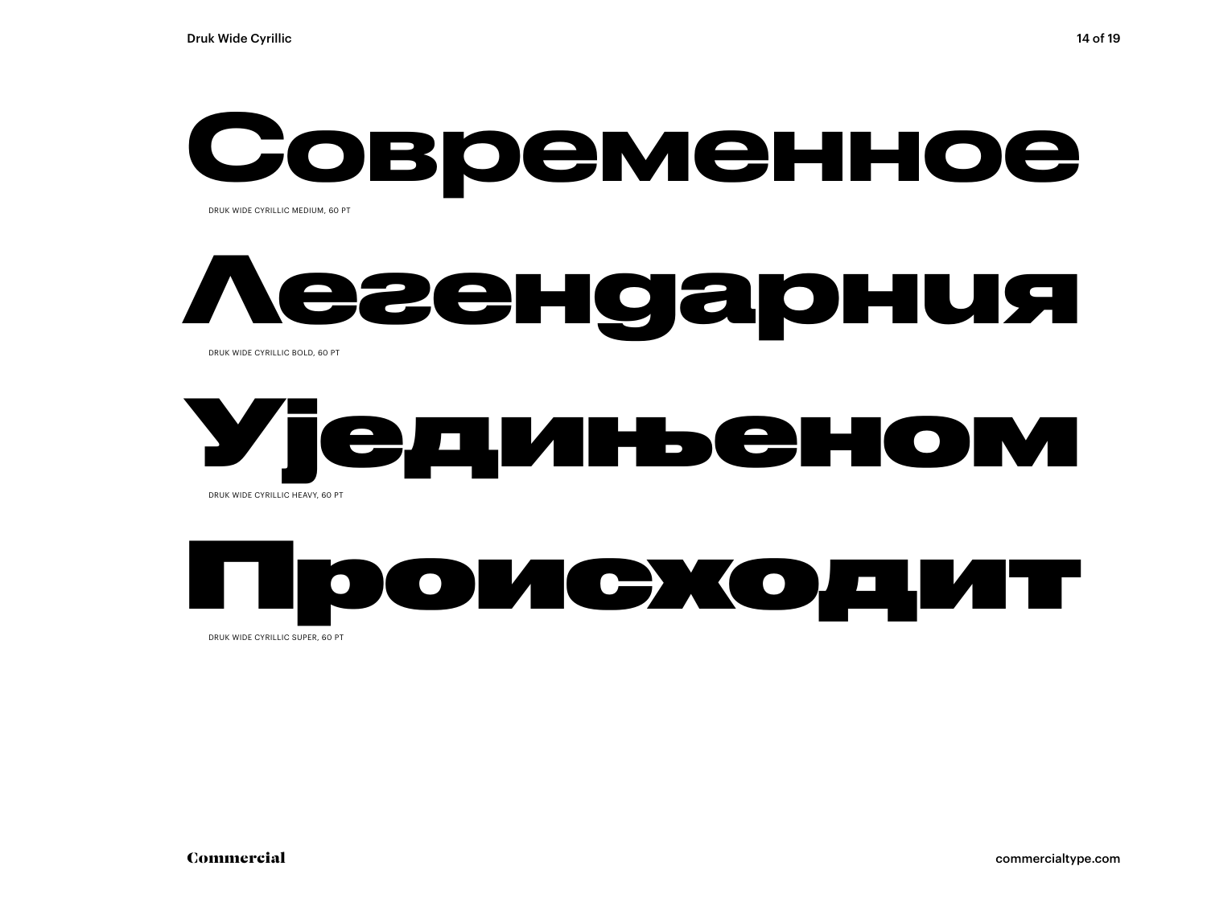# Современное

DRUK WIDE CYRILLIC MEDIUM, 60 PT

# Легендарния

DRUK WIDE CYRILLIC BOLD, 60 PT

# Уједињеном

DRUK WIDE CYRILLIC HEAVY, 60 PT

# Происходит

DRUK WIDE CYRILLIC SUPER, 60 PT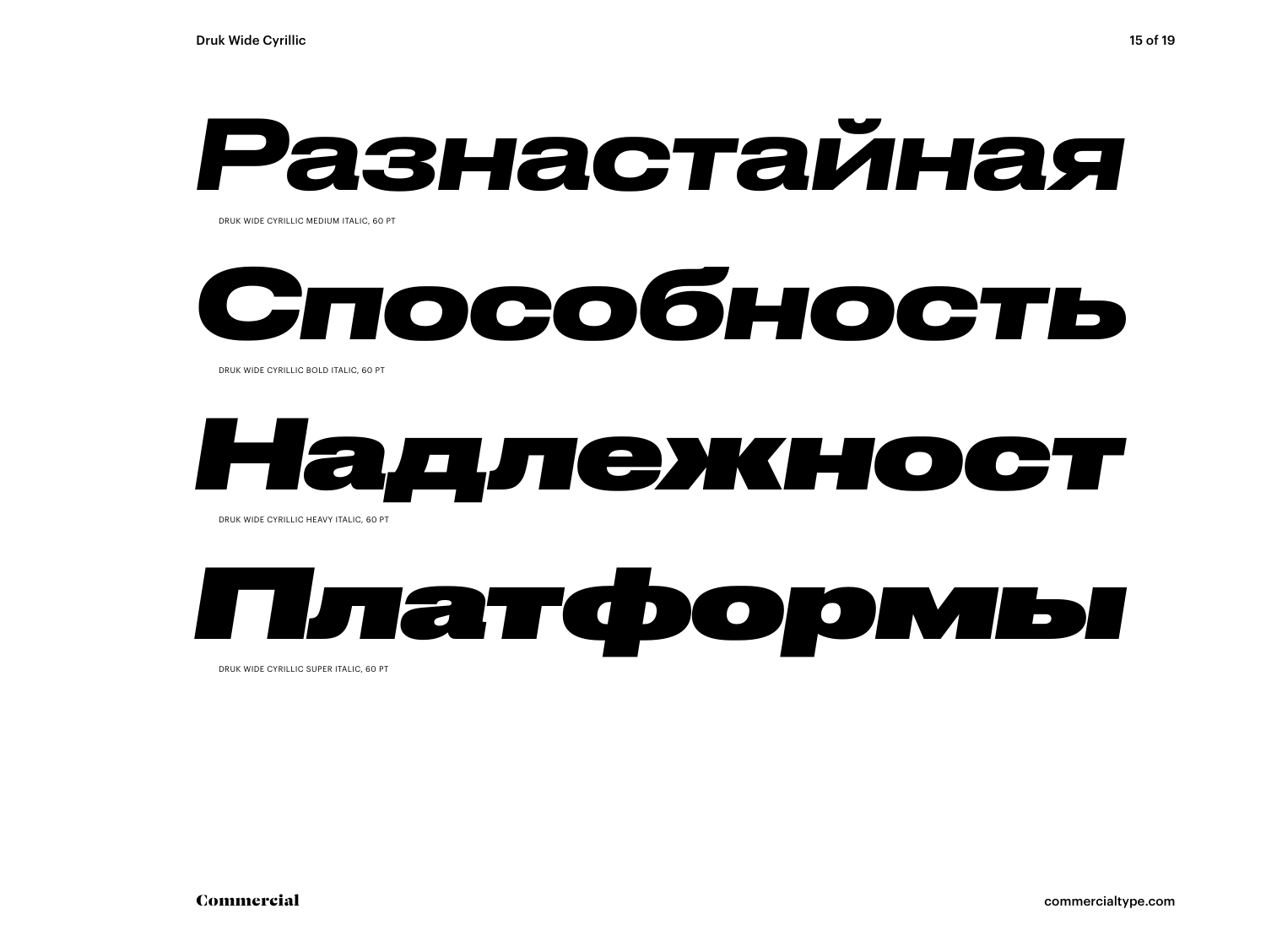*Разнастайная*

DRUK WIDE CYRILLIC MEDIUM ITALIC, 60 PT

***Способность***

DRUK WIDE CYRILLIC BOLD ITALIC, 60 PT

***Надлежност***

DRUK WIDE CYRILLIC HEAVY ITALIC, 60 PT

***Платформы***

DRUK WIDE CYRILLIC SUPER ITALIC, 60 PT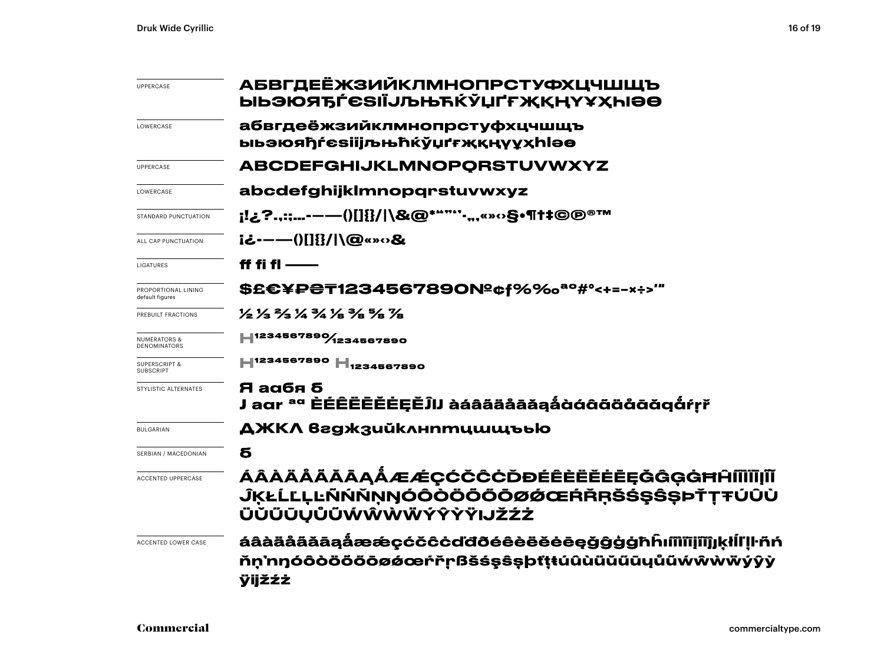| | |
|---|---|
| UPPERCASE | АБВГДЕЁЖЗИЙКЛМНОПРСТУФХЦЧШЩЪ ЫЬЭЮЯЂЃЄЅІЇЈЉЊЋЌЎЏҐҒҖҚҢҮҰҲҺӀӘӨ |
| LOWERCASE | абвгдеёжзийклмнопрстуфхцчшщъ ыьэюяђѓєѕіїјљњћќўџґғҗқңүұҳһӏәө |
| UPPERCASE | ABCDEFGHIJKLMNOPQRSTUVWXYZ |
| LOWERCASE | abcdefghijklmnopqrstuvwxyz |
| STANDARD PUNCTUATION | ¡!¿?.,:;…-–—()[]{}/\|\&@*“”‘’·-„‚«»‹›§•¶†‡©℗®™ |
| ALL CAP PUNCTUATION | ¡¿-–—()[]{}/\|\@«»‹›& |
| LIGATURES | ff fi fl —— |
| PROPORTIONAL LINING default figures | $£€¥₽₴₸1234567890№¢ƒ%‰ªº#°<+=−×÷>′″ |
| PREBUILT FRACTIONS | ½ ⅓ ⅔ ¼ ¾ ⅛ ⅜ ⅝ ⅞ |
| NUMERATORS & DENOMINATORS | H1234567890⁄1234567890 |
| SUPERSCRIPT & SUBSCRIPT | H1234567890 H1234567890 |
| STYLISTIC ALTERNATES | Я аабя б J aar ªº ÈÉÊËĒĔĖĘĚĴIJ àáâãäåāăąǻàáâãäåāăąǻŕŗř |
| BULGARIAN | ДЖКЛ вгджзийклнптцшщъью |
| SERBIAN / MACEDONIAN | б |
| ACCENTED UPPERCASE | ÁÂÀÄÅÃĂĀĄǺÆǼÇĆČĈĊĎĐÉÊÈËĚĖĒĘĞĜĢĠĦĤÍÎÌÏĪĮĨ ĴĶŁĹĽĻĿÑŃŇŅŊÓÔÒÖÕŐŌØǾŒŔŘŖŠŚŞŜȘÞŤŢŦÚÛÙ ÜŬŰŪŲŮŨẂŴẀẄÝŶỲŸIJŽŹŻ |
| ACCENTED LOWER CASE | áâàäåãăāąǻæǽçćčĉċďđðéêèëěėēęğĝģġħĥıíîìïīįĩȷķłĺľļŀñń ňņŉŋóôòöõőōøǿœŕřŗßšśşŝșþťţŧúûùüŭűūųůũẃŵẁẅýŷỳ ÿijžźż |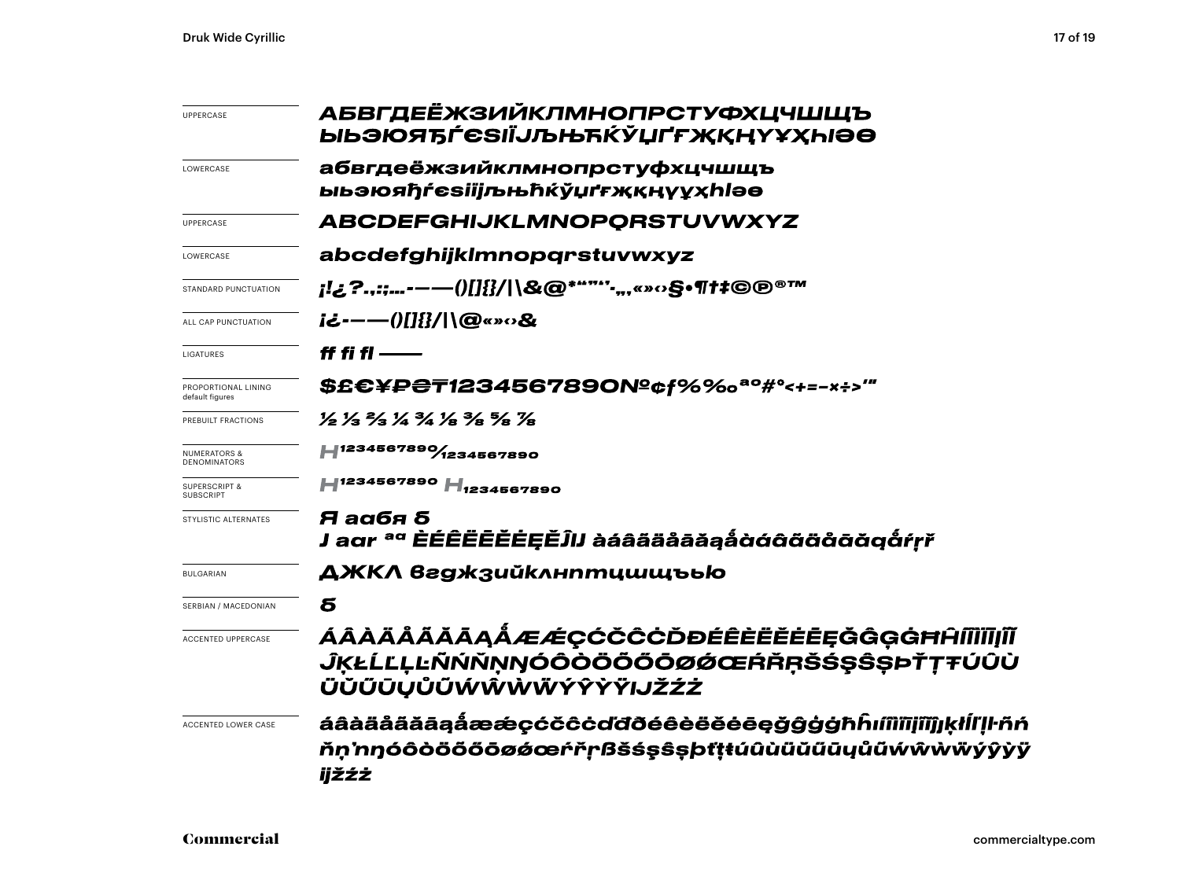| | |
|---|---|
| UPPERCASE | АБВГДЕЁЖЗИЙКЛМНОПРСТУФХЦЧШЩЪ ЫЬЭЮЯЂЃЄЅІЇЈЉЊЋЌЎЏҐҒҖҚҢҮҰҲҺӀӘӨ |
| LOWERCASE | абвгдеёжзийклмнопрстуфхцчшщъ ыьэюяђѓєѕіїјљњћќўџґғҗқңүұҳһӏәө |
| UPPERCASE | ABCDEFGHIJKLMNOPQRSTUVWXYZ |
| LOWERCASE | abcdefghijklmnopqrstuvwxyz |
| STANDARD PUNCTUATION | ¡!¿?.,:;…-–—()[]{}/\|\&@*"”’‘·„‚«»‹›§•¶†‡©℗®™ |
| ALL CAP PUNCTUATION | ¡¿-–—()[]{}/\|\@«»‹›& |
| LIGATURES | ff fi fl —— |
| PROPORTIONAL LINING default figures | $£€¥₽₴₸1234567890№¢ƒ%‰ªº#°<+=–×÷>'" |
| PREBUILT FRACTIONS | ½ ⅓ ⅔ ¼ ¾ ⅛ ⅜ ⅝ ⅞ |
| NUMERATORS & DENOMINATORS | $H^{1234567890}/_{1234567890}$ |
| SUPERSCRIPT & SUBSCRIPT | $H^{1234567890}$ $H_{1234567890}$ |
| STYLISTIC ALTERNATES | Я аабя б J aar ªª ÈÉÊËĒĔĖĘĚĴIJ àáâãäåāăąǻàáâãäåāăąǻŕŗř |
| BULGARIAN | ДЖКЛ вгджзийклнптцшщъью |
| SERBIAN / MACEDONIAN | б |
| ACCENTED UPPERCASE | ÁÂÀÄÅÃĂĀĄǺÆǼÇĆČĈĊĎĐÉÊÈËĚĖĒĘĞĜĢĠĦĤÍÎÌÏĪĮĨĨ ĴĶŁĹĽĻĿÑŃŇŅŊÓÔÒÖÕŐŌØǾŒŔŘŖŠŚŞŜȘÞŤŢŦÚÛÙ ÜŬŰŪŲŮŨẂŴẀẄÝŶỲŸIJŽŹŻ |
| ACCENTED LOWER CASE | áâàäåãăāąǻæǽçćčĉċďđðéêèëěėēęğĝģġħĥıíîìïīįĩĵķłĺľļŀñń ňņŉŋóôòöõőōøǿœŕřŗßšśşŝșþťţŧúûùüŭűūųůũẃŵẁẅýŷỳÿ ĳžźż |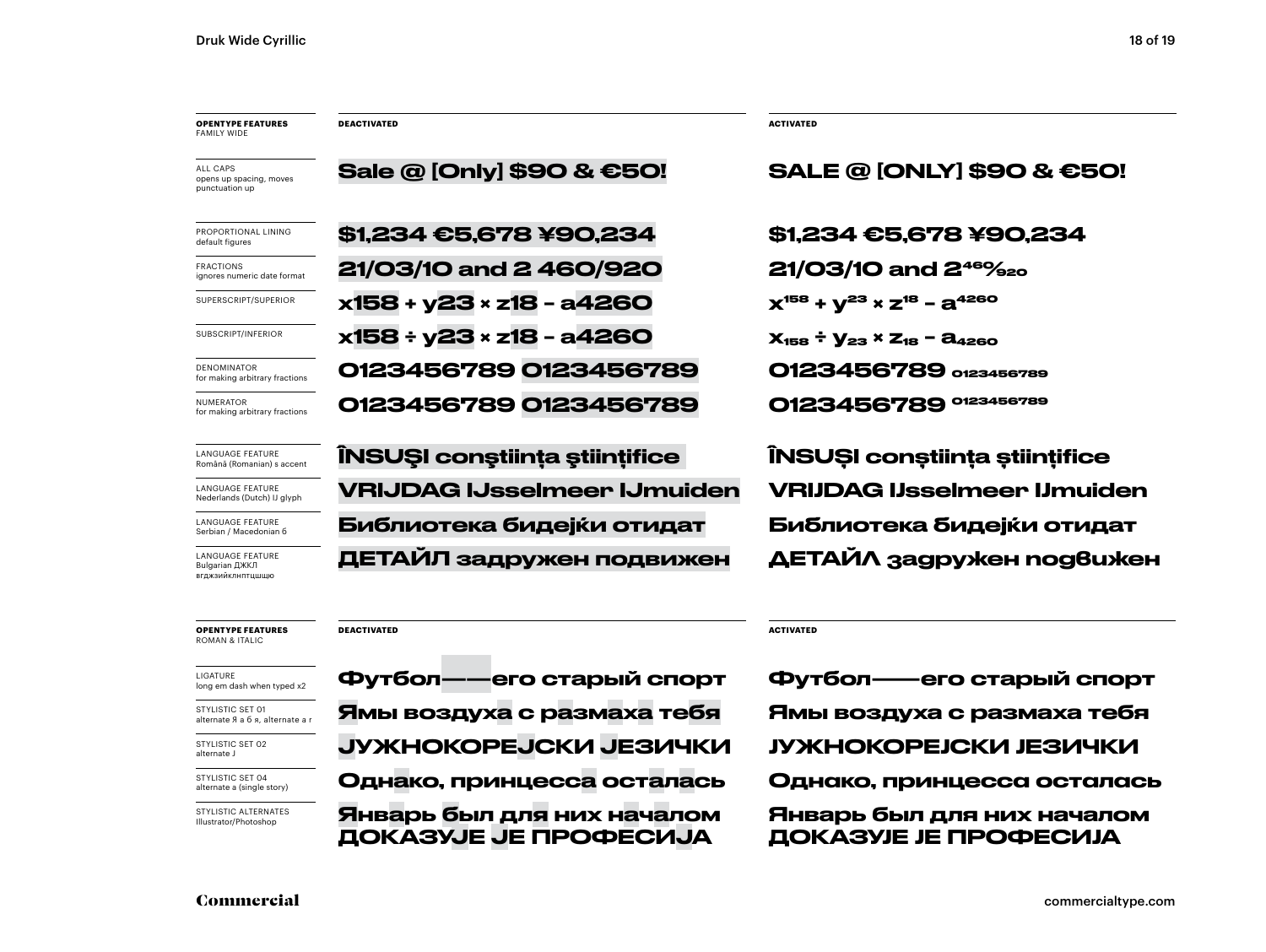| OPENTYPE FEATURES FAMILY WIDE | DEACTIVATED | ACTIVATED |
|---|---|---|
| ALL CAPS opens up spacing, moves punctuation up | Sale @ [Only] $90 & €50! | SALE @ [ONLY] $90 & €50! |
| PROPORTIONAL LINING default figures | $1,234 €5,678 ¥90,234 | $1,234 €5,678 ¥90,234 |
| FRACTIONS ignores numeric date format | 21/03/10 and 2 460/920 | 21/03/10 and 2 460/920 |
| SUPERSCRIPT/SUPERIOR | x158 + y23 × z18 – a4260 | $x^{158} + y^{23} \times z^{18} - a^{4260}$ |
| SUBSCRIPT/INFERIOR | x158 ÷ y23 × z18 – a4260 | $x_{158} \div y_{23} \times z_{18} - a_{4260}$ |
| DENOMINATOR for making arbitrary fractions | 0123456789 0123456789 | 0123456789 $_{0123456789}$ |
| NUMERATOR for making arbitrary fractions | 0123456789 0123456789 | 0123456789 $^{0123456789}$ |
| LANGUAGE FEATURE Română (Romanian) s accent | ÎNSUŞI conştiinţa ştiinţifice | ÎNSUȘI conștiința științifice |
| LANGUAGE FEATURE Nederlands (Dutch) IJ glyph | VRIJDAG IJsselmeer IJmuiden | VRIJDAG IJsselmeer IJmuiden |
| LANGUAGE FEATURE Serbian / Macedonian б | Библиотека бидејќи отидат | Библиотека бидејќи отидат |
| LANGUAGE FEATURE Bulgarian ДЖКЛ вгджзийклнптцшщю | ДЕТАЙЛ задружен подвижен | ДЕТАЙЛ задружен подвижен |

| OPENTYPE FEATURES ROMAN & ITALIC | DEACTIVATED | ACTIVATED |
|---|---|---|
| LIGATURE long em dash when typed x2 | Футбол——его старый спорт | Футбол——его старый спорт |
| STYLISTIC SET 01 alternate Я а б я, alternate а г | Ямы воздуха с размаха тебя | Ямы воздуха с размаха тебя |
| STYLISTIC SET 02 alternate J | JУЖНОКОРЕJСКИ JЕЗИЧКИ | JУЖНОКОРЕJСКИ JЕЗИЧКИ |
| STYLISTIC SET 04 alternate a (single story) | Однако, принцесса осталась | Однако, принцесса осталась |
| STYLISTIC ALTERNATES Illustrator/Photoshop | Январь был для них началом ДОКАЗУЈЕ ЈЕ ПРОФЕСИЈА | Январь был для них началом ДОКАЗУЈЕ ЈЕ ПРОФЕСИЈА |

Commercial

commercialtype.com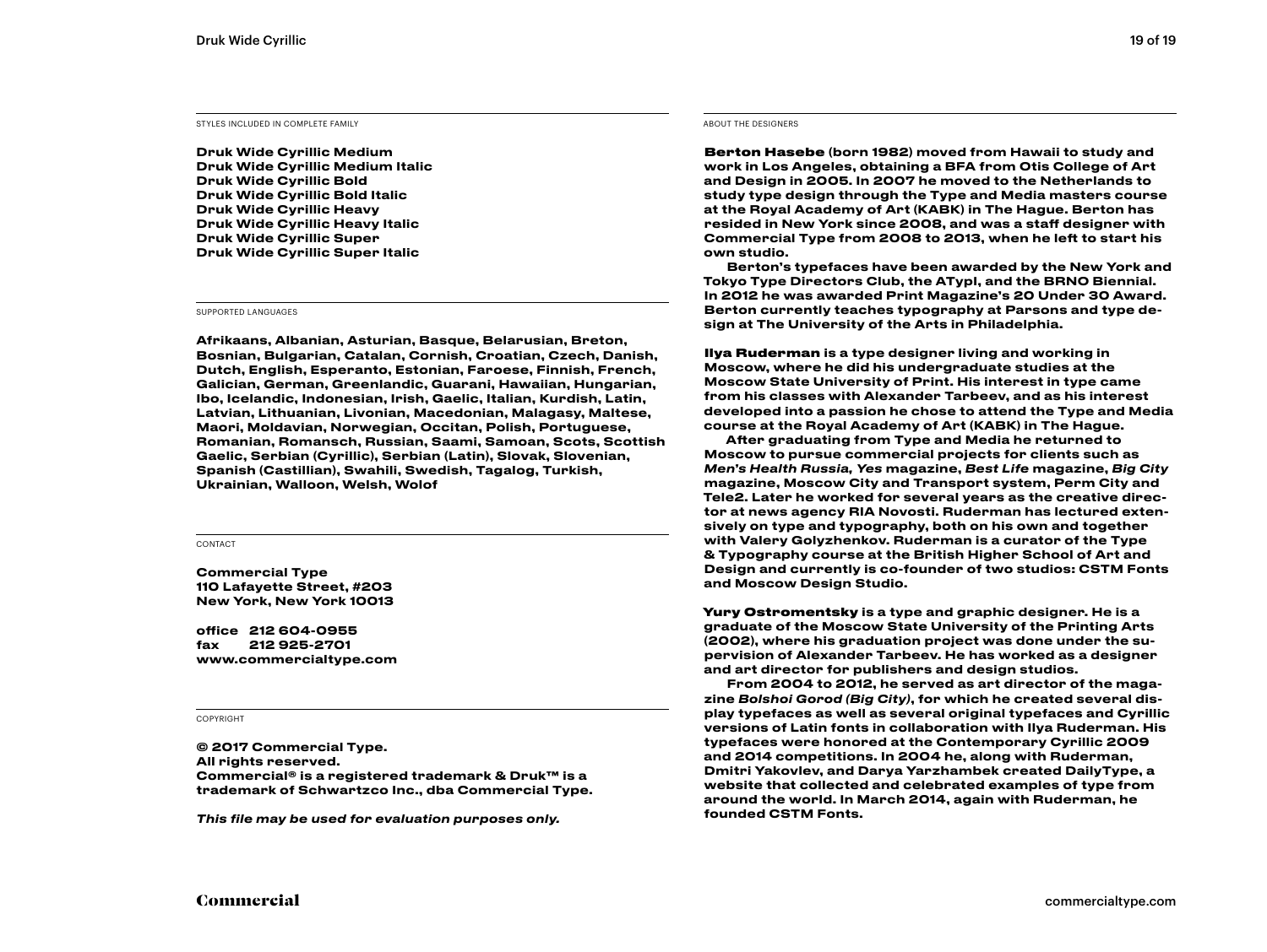STYLES INCLUDED IN COMPLETE FAMILY

**Druk Wide Cyrillic Medium**
**Druk Wide Cyrillic Medium Italic**
**Druk Wide Cyrillic Bold**
**Druk Wide Cyrillic Bold Italic**
**Druk Wide Cyrillic Heavy**
**Druk Wide Cyrillic Heavy Italic**
**Druk Wide Cyrillic Super**
**Druk Wide Cyrillic Super Italic**

SUPPORTED LANGUAGES

**Afrikaans, Albanian, Asturian, Basque, Belarusian, Breton, Bosnian, Bulgarian, Catalan, Cornish, Croatian, Czech, Danish, Dutch, English, Esperanto, Estonian, Faroese, Finnish, French, Galician, German, Greenlandic, Guarani, Hawaiian, Hungarian, Ibo, Icelandic, Indonesian, Irish, Gaelic, Italian, Kurdish, Latin, Latvian, Lithuanian, Livonian, Macedonian, Malagasy, Maltese, Maori, Moldavian, Norwegian, Occitan, Polish, Portuguese, Romanian, Romansch, Russian, Saami, Samoan, Scots, Scottish Gaelic, Serbian (Cyrillic), Serbian (Latin), Slovak, Slovenian, Spanish (Castillian), Swahili, Swedish, Tagalog, Turkish, Ukrainian, Walloon, Welsh, Wolof**

CONTACT

**Commercial Type**
**110 Lafayette Street, #203**
**New York, New York 10013**

**office 212 604-0955**
**fax 212 925-2701**
**www.commercialtype.com**

COPYRIGHT

**© 2017 Commercial Type.**
**All rights reserved.**
**Commercial® is a registered trademark & Druk™ is a trademark of Schwartzco Inc., dba Commercial Type.**

***This file may be used for evaluation purposes only.***

ABOUT THE DESIGNERS

**Berton Hasebe (born 1982) moved from Hawaii to study and work in Los Angeles, obtaining a BFA from Otis College of Art and Design in 2005. In 2007 he moved to the Netherlands to study type design through the Type and Media masters course at the Royal Academy of Art (KABK) in The Hague. Berton has resided in New York since 2008, and was a staff designer with Commercial Type from 2008 to 2013, when he left to start his own studio.**

**Berton's typefaces have been awarded by the New York and Tokyo Type Directors Club, the ATypI, and the BRNO Biennial. In 2012 he was awarded Print Magazine's 20 Under 30 Award. Berton currently teaches typography at Parsons and type design at The University of the Arts in Philadelphia.**

**Ilya Ruderman is a type designer living and working in Moscow, where he did his undergraduate studies at the Moscow State University of Print. His interest in type came from his classes with Alexander Tarbeev, and as his interest developed into a passion he chose to attend the Type and Media course at the Royal Academy of Art (KABK) in The Hague.**

**After graduating from Type and Media he returned to Moscow to pursue commercial projects for clients such as *Men's Health Russia, Yes* magazine, *Best Life* magazine, *Big City* magazine, Moscow City and Transport system, Perm City and Tele2. Later he worked for several years as the creative director at news agency RIA Novosti. Ruderman has lectured extensively on type and typography, both on his own and together with Valery Golyzhenkov. Ruderman is a curator of the Type & Typography course at the British Higher School of Art and Design and currently is co-founder of two studios: CSTM Fonts and Moscow Design Studio.**

**Yury Ostromentsky is a type and graphic designer. He is a graduate of the Moscow State University of the Printing Arts (2002), where his graduation project was done under the supervision of Alexander Tarbeev. He has worked as a designer and art director for publishers and design studios.**

**From 2004 to 2012, he served as art director of the magazine *Bolshoi Gorod (Big City)*, for which he created several display typefaces as well as several original typefaces and Cyrillic versions of Latin fonts in collaboration with Ilya Ruderman. His typefaces were honored at the Contemporary Cyrillic 2009 and 2014 competitions. In 2004 he, along with Ruderman, Dmitri Yakovlev, and Darya Yarzhambek created DailyType, a website that collected and celebrated examples of type from around the world. In March 2014, again with Ruderman, he founded CSTM Fonts.**